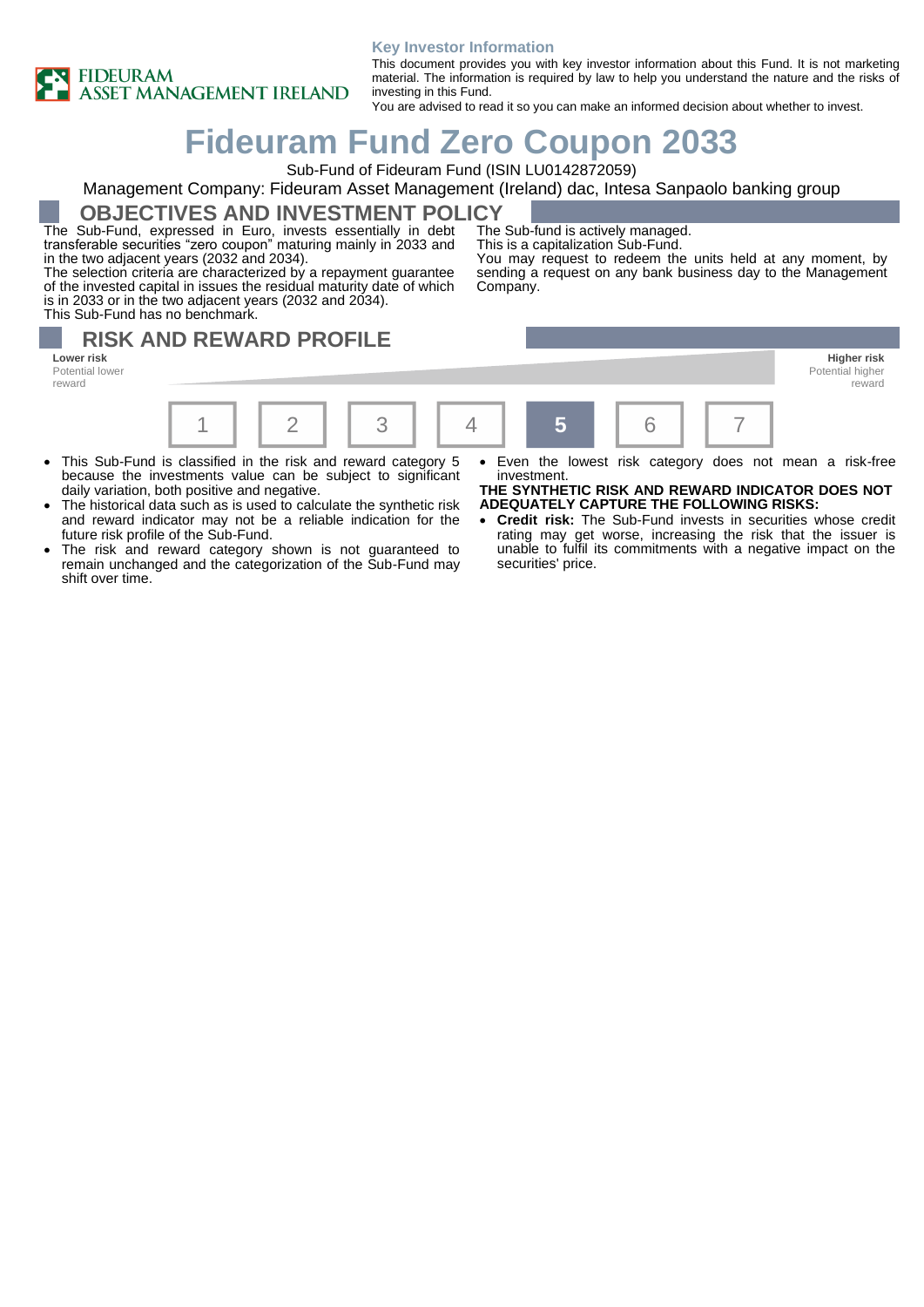FIDEURAM ASSET MANAGEMENT IRELAND

**Key Investor Information**

This document provides you with key investor information about this Fund. It is not marketing material. The information is required by law to help you understand the nature and the risks of investing in this Fund.
You are advised to read it so you can make an informed decision about whether to invest.

# Fideuram Fund Zero Coupon 2033

Sub-Fund of Fideuram Fund (ISIN LU0142872059)

Management Company: Fideuram Asset Management (Ireland) dac, Intesa Sanpaolo banking group

## OBJECTIVES AND INVESTMENT POLICY

The Sub-Fund, expressed in Euro, invests essentially in debt transferable securities "zero coupon" maturing mainly in 2033 and in the two adjacent years (2032 and 2034).
The selection criteria are characterized by a repayment guarantee of the invested capital in issues the residual maturity date of which is in 2033 or in the two adjacent years (2032 and 2034).
This Sub-Fund has no benchmark.

The Sub-fund is actively managed.
This is a capitalization Sub-Fund.
You may request to redeem the units held at any moment, by sending a request on any bank business day to the Management Company.

## RISK AND REWARD PROFILE

**Lower risk** Potential lower reward — **Higher risk** Potential higher reward

| 1 | 2 | 3 | 4 | **5** | 6 | 7 |
|---|---|---|---|---|---|---|

- This Sub-Fund is classified in the risk and reward category 5 because the investments value can be subject to significant daily variation, both positive and negative.
- The historical data such as is used to calculate the synthetic risk and reward indicator may not be a reliable indication for the future risk profile of the Sub-Fund.
- The risk and reward category shown is not guaranteed to remain unchanged and the categorization of the Sub-Fund may shift over time.
- Even the lowest risk category does not mean a risk-free investment.

**THE SYNTHETIC RISK AND REWARD INDICATOR DOES NOT ADEQUATELY CAPTURE THE FOLLOWING RISKS:**

- **Credit risk:** The Sub-Fund invests in securities whose credit rating may get worse, increasing the risk that the issuer is unable to fulfil its commitments with a negative impact on the securities' price.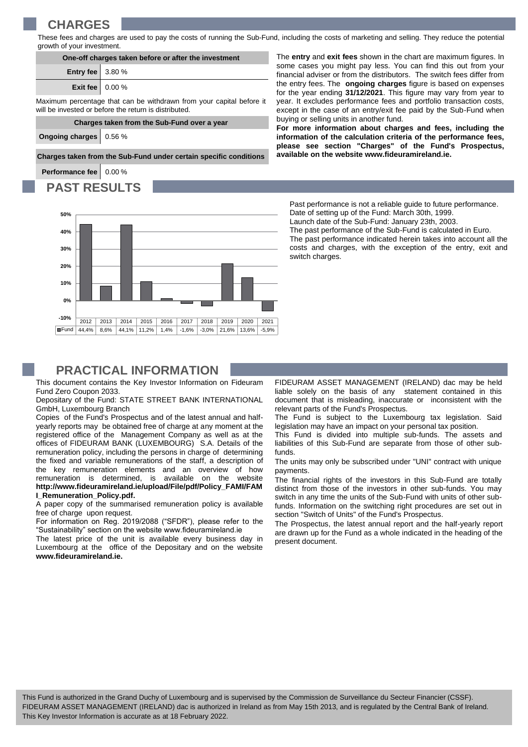## CHARGES

These fees and charges are used to pay the costs of running the Sub-Fund, including the costs of marketing and selling. They reduce the potential growth of your investment.

| One-off charges taken before or after the investment | |
|---|---|
| **Entry fee** | 3.80 % |
| **Exit fee** | 0.00 % |

Maximum percentage that can be withdrawn from your capital before it will be invested or before the return is distributed.

| Charges taken from the Sub-Fund over a year | |
|---|---|
| **Ongoing charges** | 0.56 % |

| Charges taken from the Sub-Fund under certain specific conditions | |
|---|---|
| **Performance fee** | 0.00 % |

The **entry** and **exit fees** shown in the chart are maximum figures. In some cases you might pay less. You can find this out from your financial adviser or from the distributors. The switch fees differ from the entry fees. The **ongoing charges** figure is based on expenses for the year ending **31/12/2021**. This figure may vary from year to year. It excludes performance fees and portfolio transaction costs, except in the case of an entry/exit fee paid by the Sub-Fund when buying or selling units in another fund.

**For more information about charges and fees, including the information of the calculation criteria of the performance fees, please see section "Charges" of the Fund's Prospectus, available on the website www.fideuramireland.ie.**

## PAST RESULTS

50%
40%
30%
20%
10%
0%
-10%

2012 2013 2014 2015 2016 2017 2018 2019 2020 2021

Fund 44,4% 8,6% 44,1% 11,2% 1,4% -1,6% -3,0% 21,6% 13,6% -5,9%

Past performance is not a reliable guide to future performance.
Date of setting up of the Fund: March 30th, 1999.
Launch date of the Sub-Fund: January 23th, 2003.
The past performance of the Sub-Fund is calculated in Euro.
The past performance indicated herein takes into account all the costs and charges, with the exception of the entry, exit and switch charges.

## PRACTICAL INFORMATION

This document contains the Key Investor Information on Fideuram Fund Zero Coupon 2033.

Depositary of the Fund: STATE STREET BANK INTERNATIONAL GmbH, Luxembourg Branch

Copies of the Fund's Prospectus and of the latest annual and half-yearly reports may be obtained free of charge at any moment at the registered office of the Management Company as well as at the offices of FIDEURAM BANK (LUXEMBOURG) S.A. Details of the remuneration policy, including the persons in charge of determining the fixed and variable remunerations of the staff, a description of the key remuneration elements and an overview of how remuneration is determined, is available on the website **http://www.fideuramireland.ie/upload/File/pdf/Policy_FAMI/FAMI_Remuneration_Policy.pdf.**

A paper copy of the summarised remuneration policy is available free of charge upon request.

For information on Reg. 2019/2088 ("SFDR"), please refer to the "Sustainability" section on the website www.fideuramireland.ie

The latest price of the unit is available every business day in Luxembourg at the office of the Depositary and on the website **www.fideuramireland.ie.**

FIDEURAM ASSET MANAGEMENT (IRELAND) dac may be held liable solely on the basis of any statement contained in this document that is misleading, inaccurate or inconsistent with the relevant parts of the Fund's Prospectus.

The Fund is subject to the Luxembourg tax legislation. Said legislation may have an impact on your personal tax position.

This Fund is divided into multiple sub-funds. The assets and liabilities of this Sub-Fund are separate from those of other sub-funds.

The units may only be subscribed under "UNI" contract with unique payments.

The financial rights of the investors in this Sub-Fund are totally distinct from those of the investors in other sub-funds. You may switch in any time the units of the Sub-Fund with units of other sub-funds. Information on the switching right procedures are set out in section "Switch of Units" of the Fund's Prospectus.

The Prospectus, the latest annual report and the half-yearly report are drawn up for the Fund as a whole indicated in the heading of the present document.

This Fund is authorized in the Grand Duchy of Luxembourg and is supervised by the Commission de Surveillance du Secteur Financier (CSSF).
FIDEURAM ASSET MANAGEMENT (IRELAND) dac is authorized in Ireland as from May 15th 2013, and is regulated by the Central Bank of Ireland.
This Key Investor Information is accurate as at 18 February 2022.